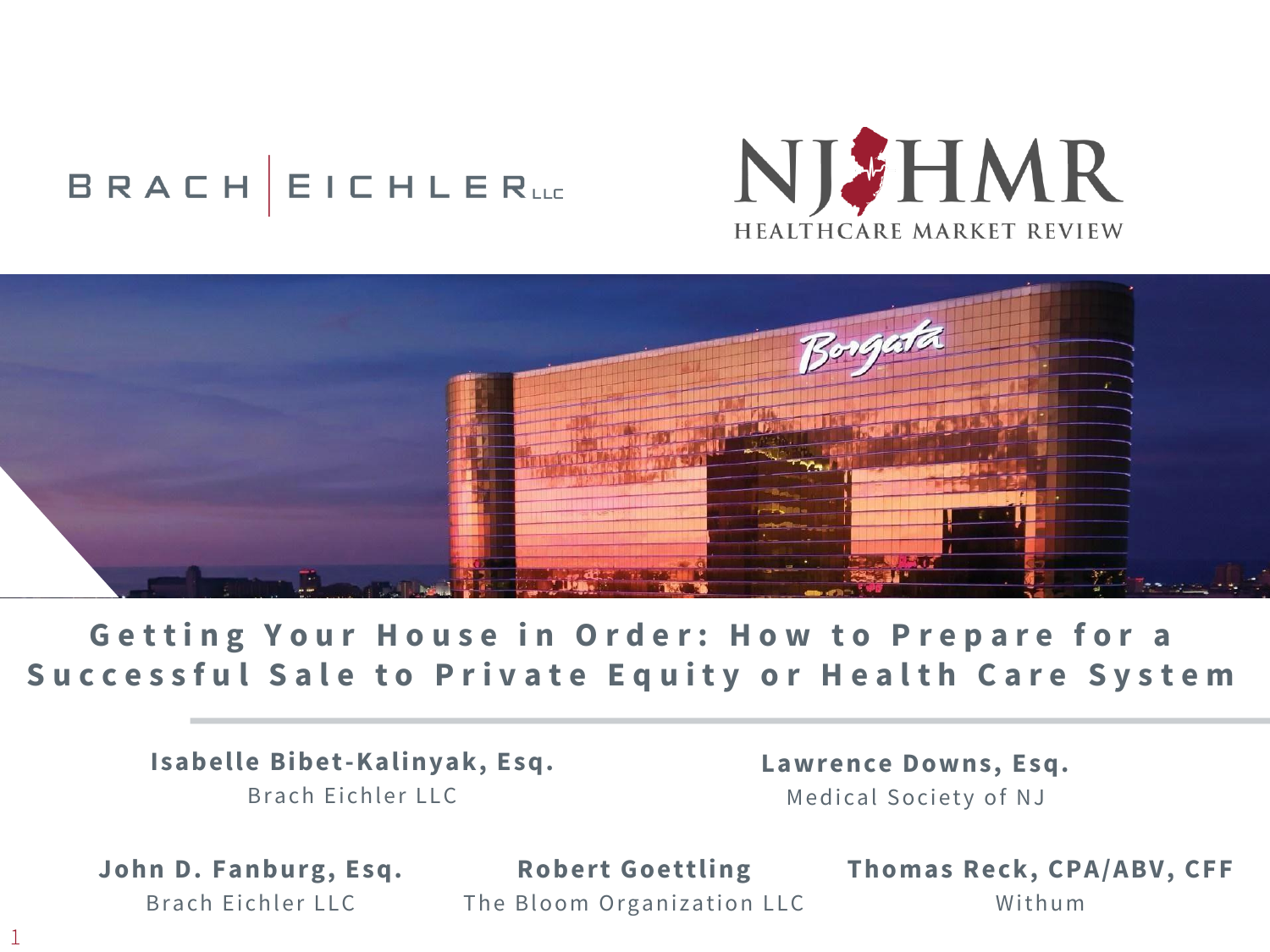BRACH EICHLER LLC

NJHMR HEALTHCARE MARKET REVIEW

# Getting Your House in Order: How to Prepare for a Successful Sale to Private Equity or Health Care System

**Isabelle Bibet-Kalinyak, Esq.**
Brach Eichler LLC

**Lawrence Downs, Esq.**
Medical Society of NJ

**John D. Fanburg, Esq.**
Brach Eichler LLC

**Robert Goettling**
The Bloom Organization LLC

**Thomas Reck, CPA/ABV, CFF**
Withum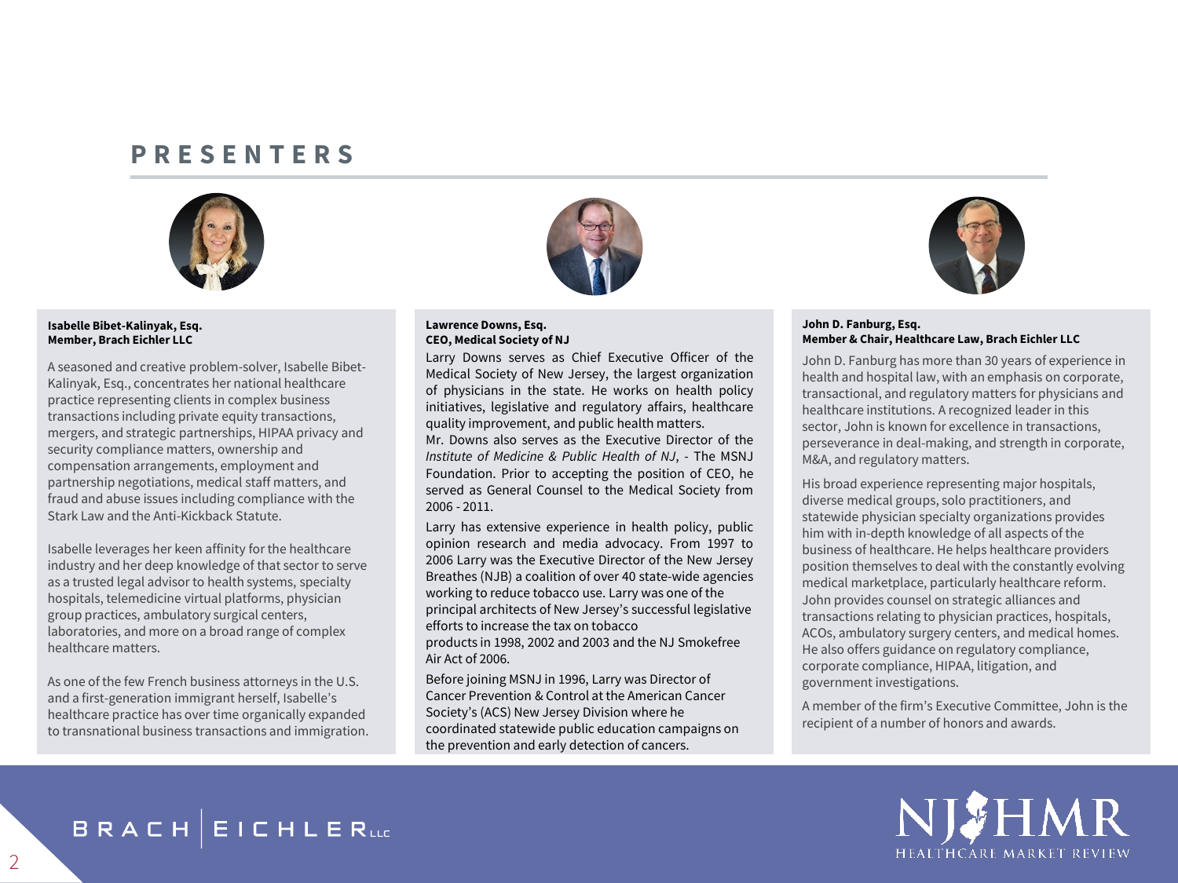# PRESENTERS

**Isabelle Bibet-Kalinyak, Esq.**
**Member, Brach Eichler LLC**

A seasoned and creative problem-solver, Isabelle Bibet-Kalinyak, Esq., concentrates her national healthcare practice representing clients in complex business transactions including private equity transactions, mergers, and strategic partnerships, HIPAA privacy and security compliance matters, ownership and compensation arrangements, employment and partnership negotiations, medical staff matters, and fraud and abuse issues including compliance with the Stark Law and the Anti-Kickback Statute.

Isabelle leverages her keen affinity for the healthcare industry and her deep knowledge of that sector to serve as a trusted legal advisor to health systems, specialty hospitals, telemedicine virtual platforms, physician group practices, ambulatory surgical centers, laboratories, and more on a broad range of complex healthcare matters.

As one of the few French business attorneys in the U.S. and a first-generation immigrant herself, Isabelle's healthcare practice has over time organically expanded to transnational business transactions and immigration.

**Lawrence Downs, Esq.**
**CEO, Medical Society of NJ**

Larry Downs serves as Chief Executive Officer of the Medical Society of New Jersey, the largest organization of physicians in the state. He works on health policy initiatives, legislative and regulatory affairs, healthcare quality improvement, and public health matters.
Mr. Downs also serves as the Executive Director of the *Institute of Medicine & Public Health of NJ*, - The MSNJ Foundation. Prior to accepting the position of CEO, he served as General Counsel to the Medical Society from 2006 - 2011.

Larry has extensive experience in health policy, public opinion research and media advocacy. From 1997 to 2006 Larry was the Executive Director of the New Jersey Breathes (NJB) a coalition of over 40 state-wide agencies working to reduce tobacco use. Larry was one of the principal architects of New Jersey's successful legislative efforts to increase the tax on tobacco products in 1998, 2002 and 2003 and the NJ Smokefree Air Act of 2006.

Before joining MSNJ in 1996, Larry was Director of Cancer Prevention & Control at the American Cancer Society's (ACS) New Jersey Division where he coordinated statewide public education campaigns on the prevention and early detection of cancers.

**John D. Fanburg, Esq.**
**Member & Chair, Healthcare Law, Brach Eichler LLC**

John D. Fanburg has more than 30 years of experience in health and hospital law, with an emphasis on corporate, transactional, and regulatory matters for physicians and healthcare institutions. A recognized leader in this sector, John is known for excellence in transactions, perseverance in deal-making, and strength in corporate, M&A, and regulatory matters.

His broad experience representing major hospitals, diverse medical groups, solo practitioners, and statewide physician specialty organizations provides him with in-depth knowledge of all aspects of the business of healthcare. He helps healthcare providers position themselves to deal with the constantly evolving medical marketplace, particularly healthcare reform. John provides counsel on strategic alliances and transactions relating to physician practices, hospitals, ACOs, ambulatory surgery centers, and medical homes. He also offers guidance on regulatory compliance, corporate compliance, HIPAA, litigation, and government investigations.

A member of the firm's Executive Committee, John is the recipient of a number of honors and awards.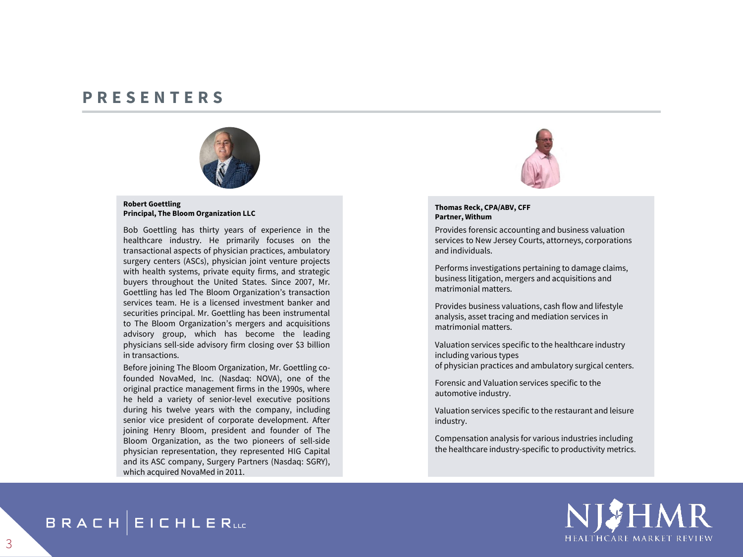# PRESENTERS

**Robert Goettling**
**Principal, The Bloom Organization LLC**

Bob Goettling has thirty years of experience in the healthcare industry. He primarily focuses on the transactional aspects of physician practices, ambulatory surgery centers (ASCs), physician joint venture projects with health systems, private equity firms, and strategic buyers throughout the United States. Since 2007, Mr. Goettling has led The Bloom Organization's transaction services team. He is a licensed investment banker and securities principal. Mr. Goettling has been instrumental to The Bloom Organization's mergers and acquisitions advisory group, which has become the leading physicians sell-side advisory firm closing over $3 billion in transactions.

Before joining The Bloom Organization, Mr. Goettling co-founded NovaMed, Inc. (Nasdaq: NOVA), one of the original practice management firms in the 1990s, where he held a variety of senior-level executive positions during his twelve years with the company, including senior vice president of corporate development. After joining Henry Bloom, president and founder of The Bloom Organization, as the two pioneers of sell-side physician representation, they represented HIG Capital and its ASC company, Surgery Partners (Nasdaq: SGRY), which acquired NovaMed in 2011.

**Thomas Reck, CPA/ABV, CFF**
**Partner, Withum**

Provides forensic accounting and business valuation services to New Jersey Courts, attorneys, corporations and individuals.

Performs investigations pertaining to damage claims, business litigation, mergers and acquisitions and matrimonial matters.

Provides business valuations, cash flow and lifestyle analysis, asset tracing and mediation services in matrimonial matters.

Valuation services specific to the healthcare industry including various types of physician practices and ambulatory surgical centers.

Forensic and Valuation services specific to the automotive industry.

Valuation services specific to the restaurant and leisure industry.

Compensation analysis for various industries including the healthcare industry-specific to productivity metrics.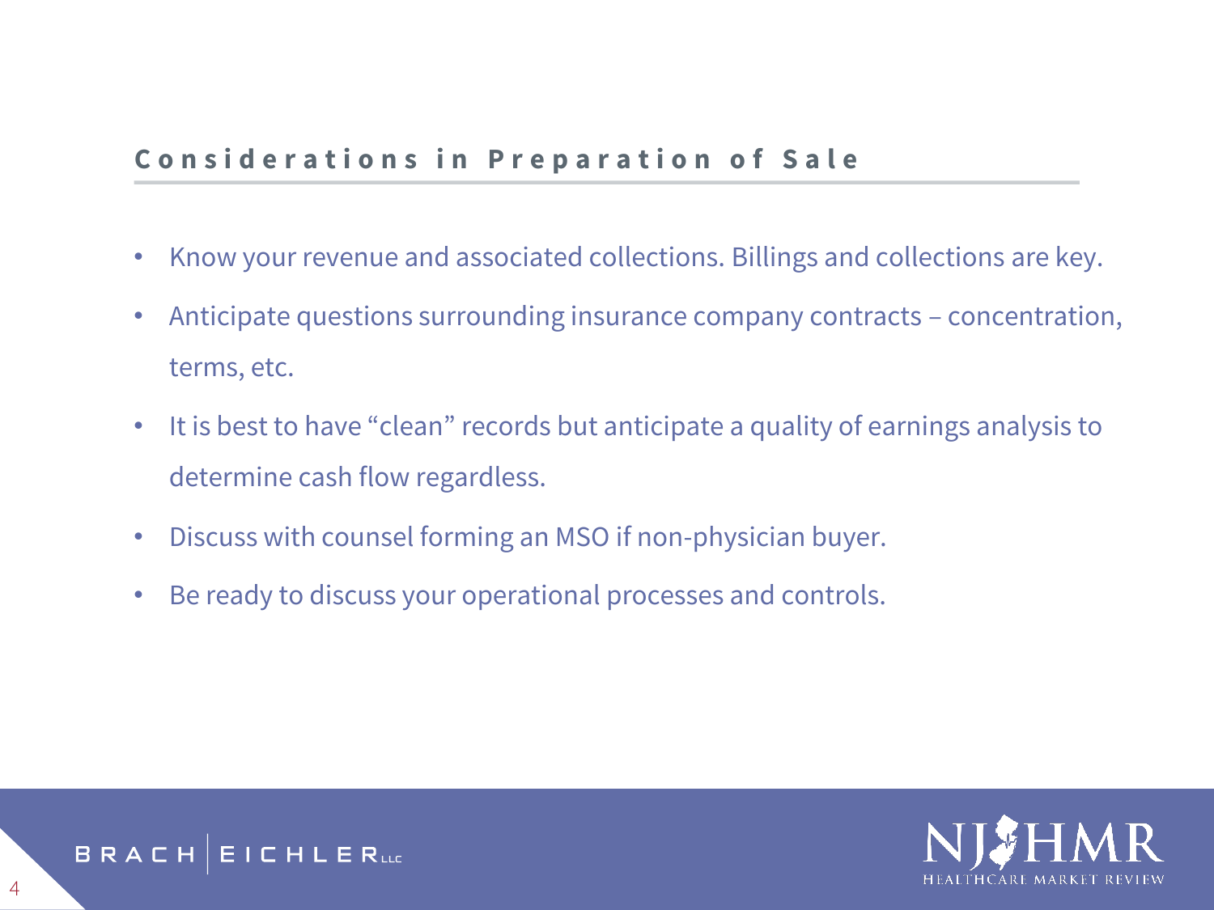## Considerations in Preparation of Sale

- Know your revenue and associated collections. Billings and collections are key.
- Anticipate questions surrounding insurance company contracts – concentration, terms, etc.
- It is best to have "clean" records but anticipate a quality of earnings analysis to determine cash flow regardless.
- Discuss with counsel forming an MSO if non-physician buyer.
- Be ready to discuss your operational processes and controls.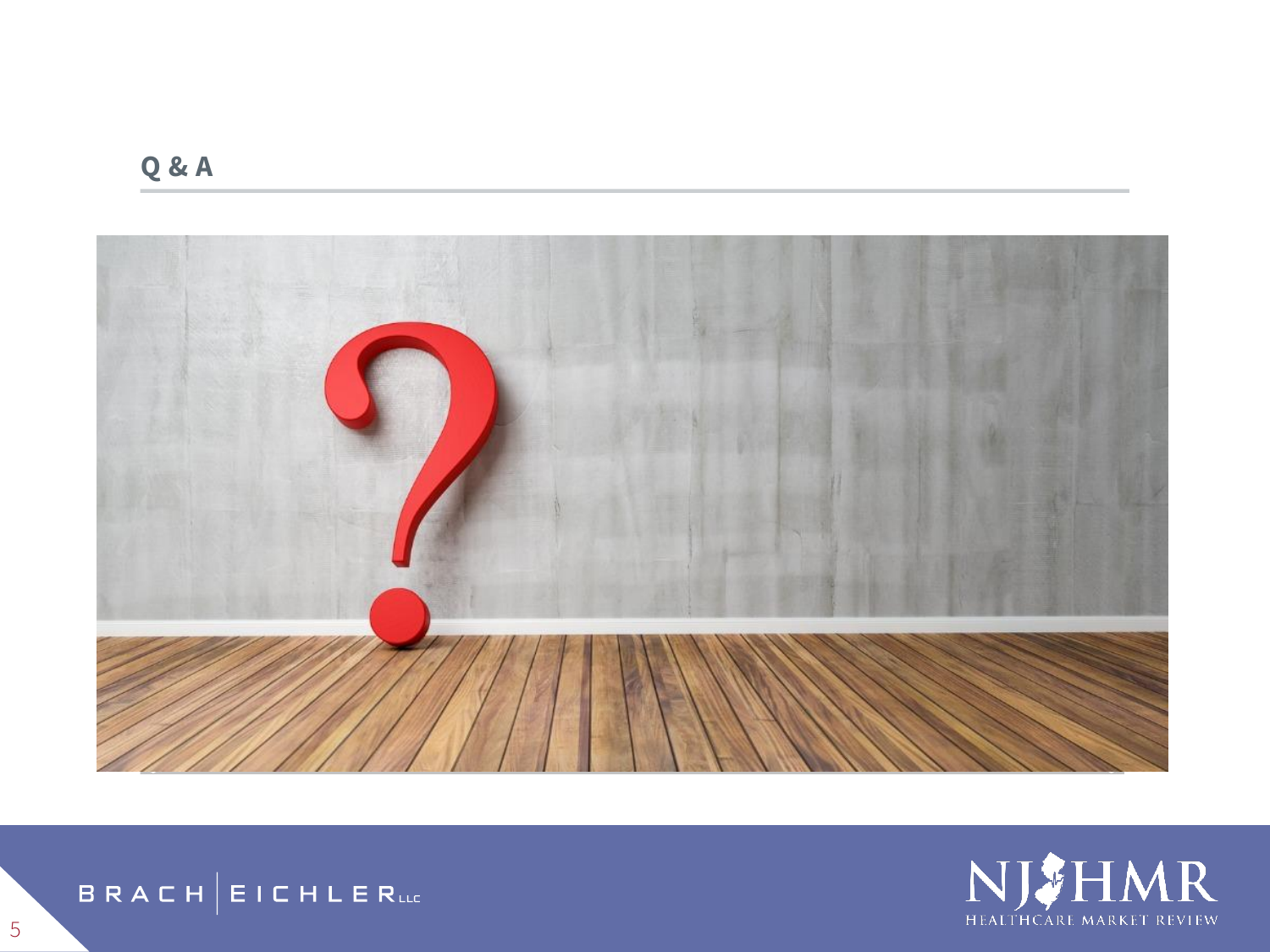## Q & A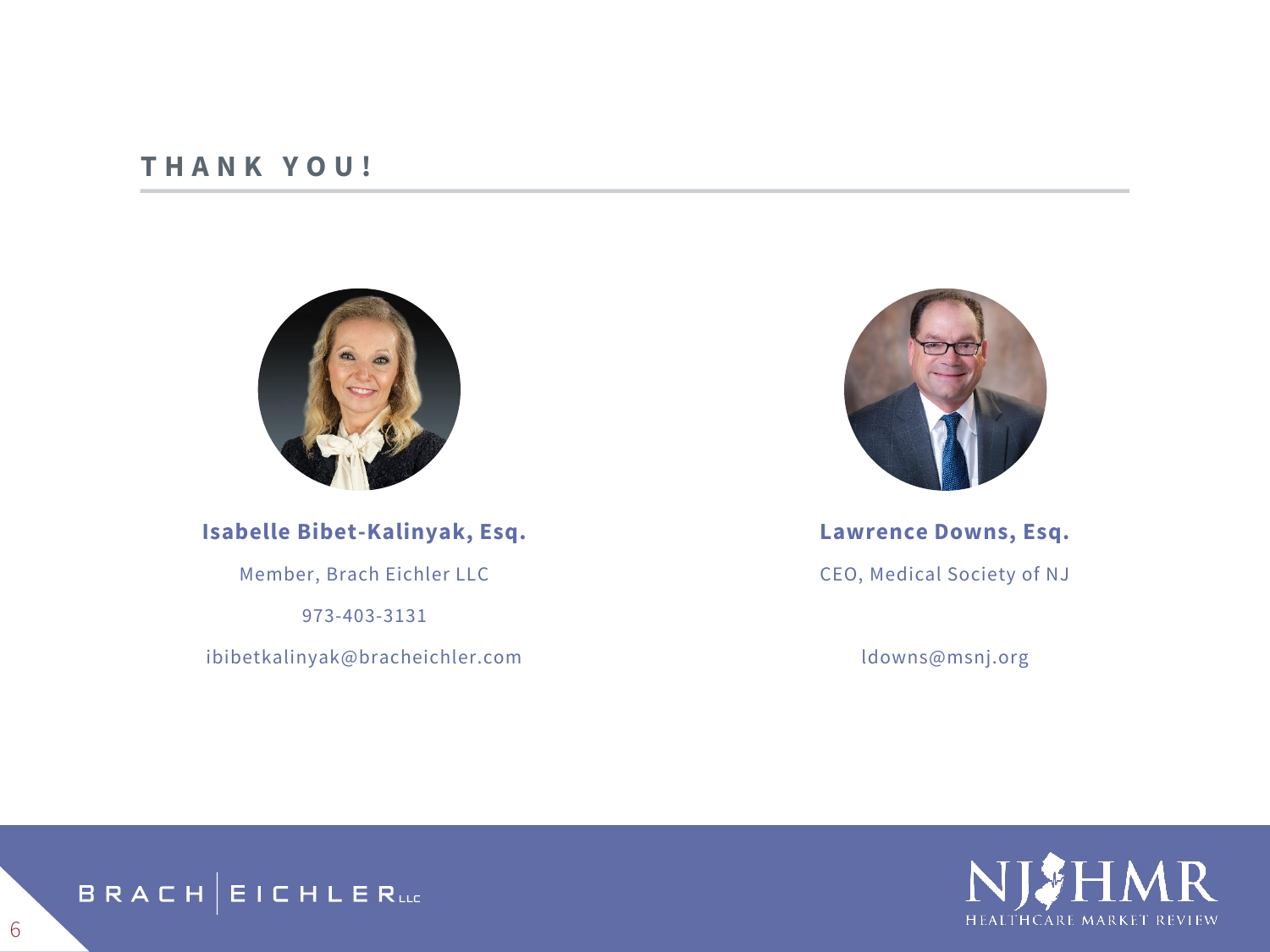## THANK YOU!

**Isabelle Bibet-Kalinyak, Esq.**

Member, Brach Eichler LLC

973-403-3131

ibibetkalinyak@bracheichler.com

**Lawrence Downs, Esq.**

CEO, Medical Society of NJ

ldowns@msnj.org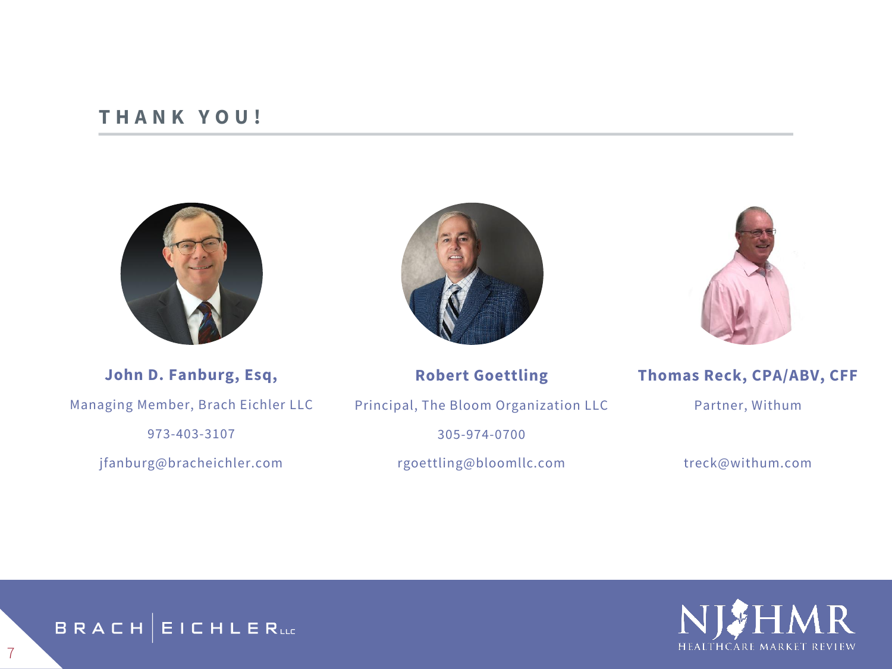## THANK YOU!

**John D. Fanburg, Esq,**

Managing Member, Brach Eichler LLC

973-403-3107

jfanburg@bracheichler.com

**Robert Goettling**

Principal, The Bloom Organization LLC

305-974-0700

rgoettling@bloomllc.com

**Thomas Reck, CPA/ABV, CFF**

Partner, Withum

treck@withum.com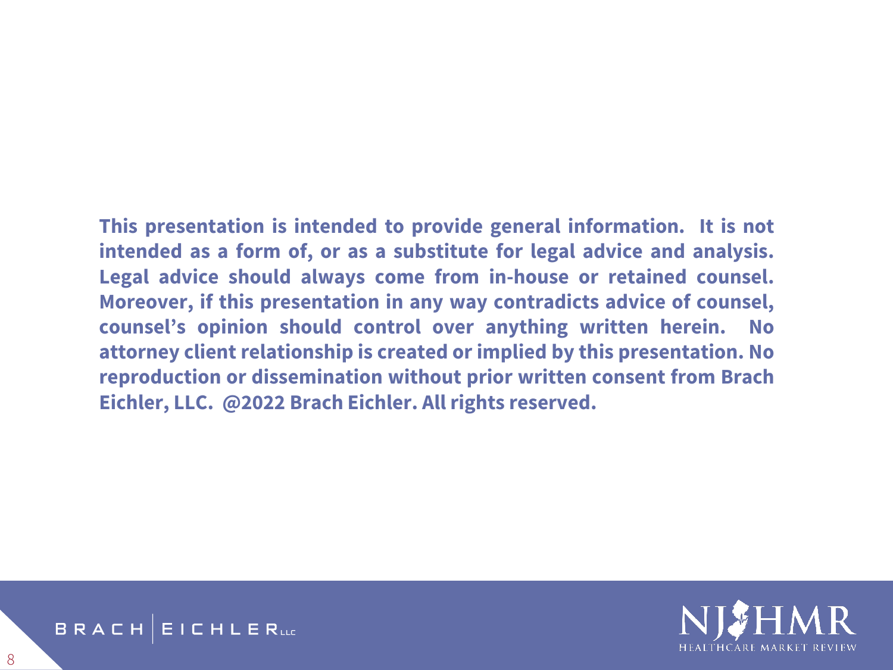**This presentation is intended to provide general information. It is not intended as a form of, or as a substitute for legal advice and analysis. Legal advice should always come from in-house or retained counsel. Moreover, if this presentation in any way contradicts advice of counsel, counsel's opinion should control over anything written herein. No attorney client relationship is created or implied by this presentation. No reproduction or dissemination without prior written consent from Brach Eichler, LLC. @2022 Brach Eichler. All rights reserved.**